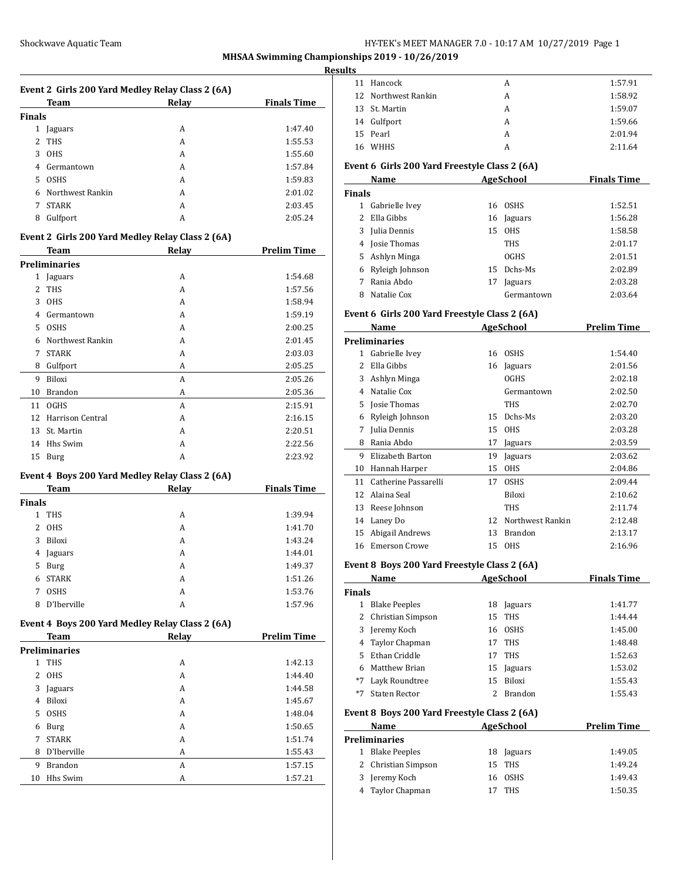Shockwave Aquatic Team

## MHSAA Swimming Championships 2019 - 10/26/2019

### Results

#### Event 2 Girls 200 Yard Medley Relay Class 2 (6A)

| | Team | Relay | Finals Time |
|---|---|---|---|
| **Finals** | | | |
| 1 | Jaguars | A | 1:47.40 |
| 2 | THS | A | 1:55.53 |
| 3 | OHS | A | 1:55.60 |
| 4 | Germantown | A | 1:57.84 |
| 5 | OSHS | A | 1:59.83 |
| 6 | Northwest Rankin | A | 2:01.02 |
| 7 | STARK | A | 2:03.45 |
| 8 | Gulfport | A | 2:05.24 |

#### Event 2 Girls 200 Yard Medley Relay Class 2 (6A)

| | Team | Relay | Prelim Time |
|---|---|---|---|
| **Preliminaries** | | | |
| 1 | Jaguars | A | 1:54.68 |
| 2 | THS | A | 1:57.56 |
| 3 | OHS | A | 1:58.94 |
| 4 | Germantown | A | 1:59.19 |
| 5 | OSHS | A | 2:00.25 |
| 6 | Northwest Rankin | A | 2:01.45 |
| 7 | STARK | A | 2:03.03 |
| 8 | Gulfport | A | 2:05.25 |
| 9 | Biloxi | A | 2:05.26 |
| 10 | Brandon | A | 2:05.36 |
| 11 | OGHS | A | 2:15.91 |
| 12 | Harrison Central | A | 2:16.15 |
| 13 | St. Martin | A | 2:20.51 |
| 14 | Hhs Swim | A | 2:22.56 |
| 15 | Burg | A | 2:23.92 |

#### Event 4 Boys 200 Yard Medley Relay Class 2 (6A)

| | Team | Relay | Finals Time |
|---|---|---|---|
| **Finals** | | | |
| 1 | THS | A | 1:39.94 |
| 2 | OHS | A | 1:41.70 |
| 3 | Biloxi | A | 1:43.24 |
| 4 | Jaguars | A | 1:44.01 |
| 5 | Burg | A | 1:49.37 |
| 6 | STARK | A | 1:51.26 |
| 7 | OSHS | A | 1:53.76 |
| 8 | D'Iberville | A | 1:57.96 |

#### Event 4 Boys 200 Yard Medley Relay Class 2 (6A)

| | Team | Relay | Prelim Time |
|---|---|---|---|
| **Preliminaries** | | | |
| 1 | THS | A | 1:42.13 |
| 2 | OHS | A | 1:44.40 |
| 3 | Jaguars | A | 1:44.58 |
| 4 | Biloxi | A | 1:45.67 |
| 5 | OSHS | A | 1:48.04 |
| 6 | Burg | A | 1:50.65 |
| 7 | STARK | A | 1:51.74 |
| 8 | D'Iberville | A | 1:55.43 |
| 9 | Brandon | A | 1:57.15 |
| 10 | Hhs Swim | A | 1:57.21 |
| 11 | Hancock | A | 1:57.91 |
| 12 | Northwest Rankin | A | 1:58.92 |
| 13 | St. Martin | A | 1:59.07 |
| 14 | Gulfport | A | 1:59.66 |
| 15 | Pearl | A | 2:01.94 |
| 16 | WHHS | A | 2:11.64 |

#### Event 6 Girls 200 Yard Freestyle Class 2 (6A)

| | Name | Age | School | Finals Time |
|---|---|---|---|---|
| **Finals** | | | | |
| 1 | Gabrielle Ivey | 16 | OSHS | 1:52.51 |
| 2 | Ella Gibbs | 16 | Jaguars | 1:56.28 |
| 3 | Julia Dennis | 15 | OHS | 1:58.58 |
| 4 | Josie Thomas | | THS | 2:01.17 |
| 5 | Ashlyn Minga | | OGHS | 2:01.51 |
| 6 | Ryleigh Johnson | 15 | Dchs-Ms | 2:02.89 |
| 7 | Rania Abdo | 17 | Jaguars | 2:03.28 |
| 8 | Natalie Cox | | Germantown | 2:03.64 |

#### Event 6 Girls 200 Yard Freestyle Class 2 (6A)

| | Name | Age | School | Prelim Time |
|---|---|---|---|---|
| **Preliminaries** | | | | |
| 1 | Gabrielle Ivey | 16 | OSHS | 1:54.40 |
| 2 | Ella Gibbs | 16 | Jaguars | 2:01.56 |
| 3 | Ashlyn Minga | | OGHS | 2:02.18 |
| 4 | Natalie Cox | | Germantown | 2:02.50 |
| 5 | Josie Thomas | | THS | 2:02.70 |
| 6 | Ryleigh Johnson | 15 | Dchs-Ms | 2:03.20 |
| 7 | Julia Dennis | 15 | OHS | 2:03.28 |
| 8 | Rania Abdo | 17 | Jaguars | 2:03.59 |
| 9 | Elizabeth Barton | 19 | Jaguars | 2:03.62 |
| 10 | Hannah Harper | 15 | OHS | 2:04.86 |
| 11 | Catherine Passarelli | 17 | OSHS | 2:09.44 |
| 12 | Alaina Seal | | Biloxi | 2:10.62 |
| 13 | Reese Johnson | | THS | 2:11.74 |
| 14 | Laney Do | 12 | Northwest Rankin | 2:12.48 |
| 15 | Abigail Andrews | 13 | Brandon | 2:13.17 |
| 16 | Emerson Crowe | 15 | OHS | 2:16.96 |

#### Event 8 Boys 200 Yard Freestyle Class 2 (6A)

| | Name | Age | School | Finals Time |
|---|---|---|---|---|
| **Finals** | | | | |
| 1 | Blake Peeples | 18 | Jaguars | 1:41.77 |
| 2 | Christian Simpson | 15 | THS | 1:44.44 |
| 3 | Jeremy Koch | 16 | OSHS | 1:45.00 |
| 4 | Taylor Chapman | 17 | THS | 1:48.48 |
| 5 | Ethan Criddle | 17 | THS | 1:52.63 |
| 6 | Matthew Brian | 15 | Jaguars | 1:53.02 |
| *7 | Layk Roundtree | 15 | Biloxi | 1:55.43 |
| *7 | Staten Rector | 2 | Brandon | 1:55.43 |

#### Event 8 Boys 200 Yard Freestyle Class 2 (6A)

| | Name | Age | School | Prelim Time |
|---|---|---|---|---|
| **Preliminaries** | | | | |
| 1 | Blake Peeples | 18 | Jaguars | 1:49.05 |
| 2 | Christian Simpson | 15 | THS | 1:49.24 |
| 3 | Jeremy Koch | 16 | OSHS | 1:49.43 |
| 4 | Taylor Chapman | 17 | THS | 1:50.35 |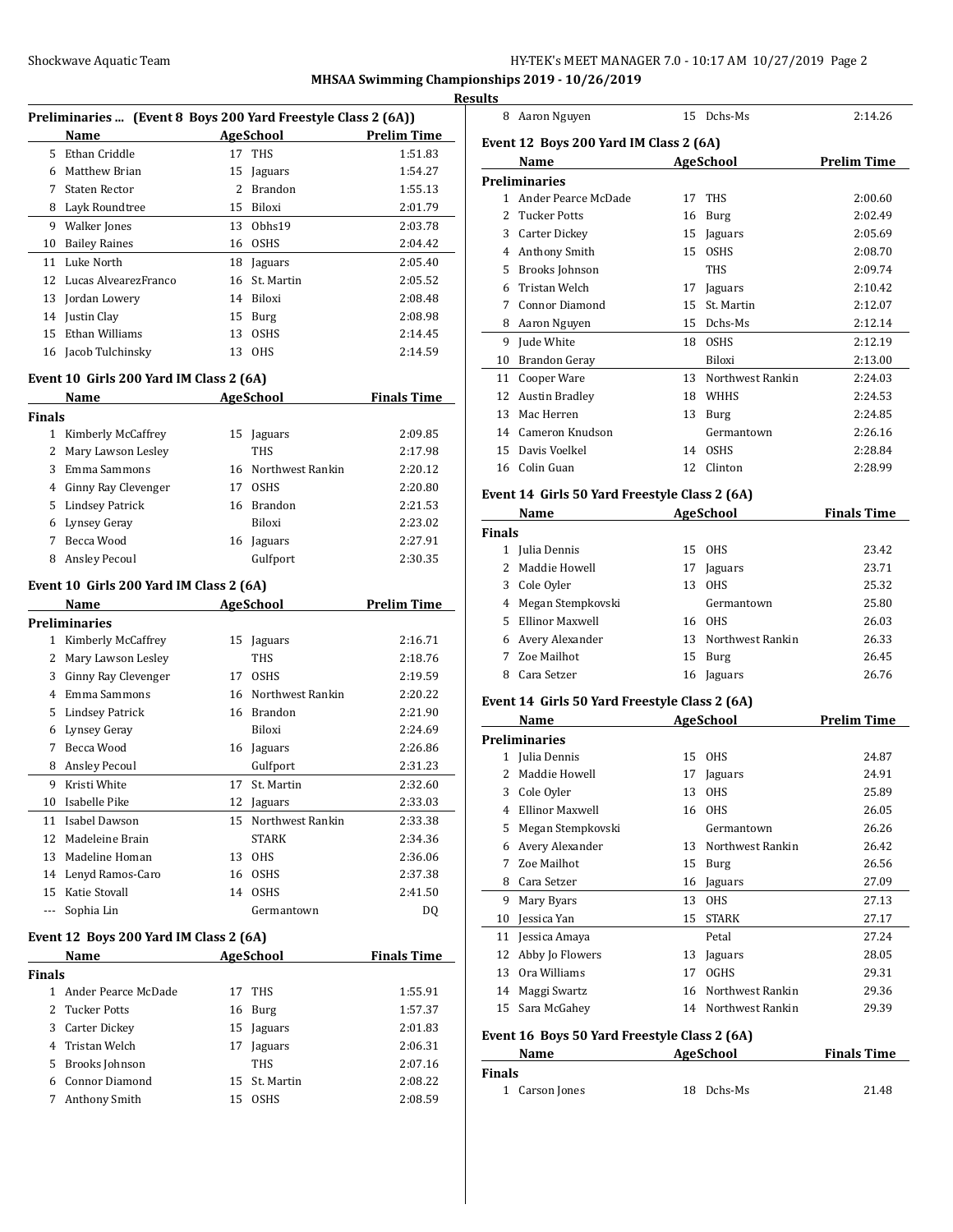**MHSAA Swimming Championships 2019 - 10/26/2019**

**Results**

### Preliminaries ... (Event 8 Boys 200 Yard Freestyle Class 2 (6A))

| | Name | Age | School | Prelim Time |
|---|---|---|---|---|
| 5 | Ethan Criddle | 17 | THS | 1:51.83 |
| 6 | Matthew Brian | 15 | Jaguars | 1:54.27 |
| 7 | Staten Rector | 2 | Brandon | 1:55.13 |
| 8 | Layk Roundtree | 15 | Biloxi | 2:01.79 |
| 9 | Walker Jones | 13 | Obhs19 | 2:03.78 |
| 10 | Bailey Raines | 16 | OSHS | 2:04.42 |
| 11 | Luke North | 18 | Jaguars | 2:05.40 |
| 12 | Lucas AlvearezFranco | 16 | St. Martin | 2:05.52 |
| 13 | Jordan Lowery | 14 | Biloxi | 2:08.48 |
| 14 | Justin Clay | 15 | Burg | 2:08.98 |
| 15 | Ethan Williams | 13 | OSHS | 2:14.45 |
| 16 | Jacob Tulchinsky | 13 | OHS | 2:14.59 |

### Event 10 Girls 200 Yard IM Class 2 (6A)

**Finals**

| | Name | Age | School | Finals Time |
|---|---|---|---|---|
| 1 | Kimberly McCaffrey | 15 | Jaguars | 2:09.85 |
| 2 | Mary Lawson Lesley | | THS | 2:17.98 |
| 3 | Emma Sammons | 16 | Northwest Rankin | 2:20.12 |
| 4 | Ginny Ray Clevenger | 17 | OSHS | 2:20.80 |
| 5 | Lindsey Patrick | 16 | Brandon | 2:21.53 |
| 6 | Lynsey Geray | | Biloxi | 2:23.02 |
| 7 | Becca Wood | 16 | Jaguars | 2:27.91 |
| 8 | Ansley Pecoul | | Gulfport | 2:30.35 |

### Event 10 Girls 200 Yard IM Class 2 (6A)

**Preliminaries**

| | Name | Age | School | Prelim Time |
|---|---|---|---|---|
| 1 | Kimberly McCaffrey | 15 | Jaguars | 2:16.71 |
| 2 | Mary Lawson Lesley | | THS | 2:18.76 |
| 3 | Ginny Ray Clevenger | 17 | OSHS | 2:19.59 |
| 4 | Emma Sammons | 16 | Northwest Rankin | 2:20.22 |
| 5 | Lindsey Patrick | 16 | Brandon | 2:21.90 |
| 6 | Lynsey Geray | | Biloxi | 2:24.69 |
| 7 | Becca Wood | 16 | Jaguars | 2:26.86 |
| 8 | Ansley Pecoul | | Gulfport | 2:31.23 |
| 9 | Kristi White | 17 | St. Martin | 2:32.60 |
| 10 | Isabelle Pike | 12 | Jaguars | 2:33.03 |
| 11 | Isabel Dawson | 15 | Northwest Rankin | 2:33.38 |
| 12 | Madeleine Brain | | STARK | 2:34.36 |
| 13 | Madeline Homan | 13 | OHS | 2:36.06 |
| 14 | Lenyd Ramos-Caro | 16 | OSHS | 2:37.38 |
| 15 | Katie Stovall | 14 | OSHS | 2:41.50 |
| --- | Sophia Lin | | Germantown | DQ |

### Event 12 Boys 200 Yard IM Class 2 (6A)

**Finals**

| | Name | Age | School | Finals Time |
|---|---|---|---|---|
| 1 | Ander Pearce McDade | 17 | THS | 1:55.91 |
| 2 | Tucker Potts | 16 | Burg | 1:57.37 |
| 3 | Carter Dickey | 15 | Jaguars | 2:01.83 |
| 4 | Tristan Welch | 17 | Jaguars | 2:06.31 |
| 5 | Brooks Johnson | | THS | 2:07.16 |
| 6 | Connor Diamond | 15 | St. Martin | 2:08.22 |
| 7 | Anthony Smith | 15 | OSHS | 2:08.59 |
| 8 | Aaron Nguyen | 15 | Dchs-Ms | 2:14.26 |

### Event 12 Boys 200 Yard IM Class 2 (6A)

**Preliminaries**

| | Name | Age | School | Prelim Time |
|---|---|---|---|---|
| 1 | Ander Pearce McDade | 17 | THS | 2:00.60 |
| 2 | Tucker Potts | 16 | Burg | 2:02.49 |
| 3 | Carter Dickey | 15 | Jaguars | 2:05.69 |
| 4 | Anthony Smith | 15 | OSHS | 2:08.70 |
| 5 | Brooks Johnson | | THS | 2:09.74 |
| 6 | Tristan Welch | 17 | Jaguars | 2:10.42 |
| 7 | Connor Diamond | 15 | St. Martin | 2:12.07 |
| 8 | Aaron Nguyen | 15 | Dchs-Ms | 2:12.14 |
| 9 | Jude White | 18 | OSHS | 2:12.19 |
| 10 | Brandon Geray | | Biloxi | 2:13.00 |
| 11 | Cooper Ware | 13 | Northwest Rankin | 2:24.03 |
| 12 | Austin Bradley | 18 | WHHS | 2:24.53 |
| 13 | Mac Herren | 13 | Burg | 2:24.85 |
| 14 | Cameron Knudson | | Germantown | 2:26.16 |
| 15 | Davis Voelkel | 14 | OSHS | 2:28.84 |
| 16 | Colin Guan | 12 | Clinton | 2:28.99 |

### Event 14 Girls 50 Yard Freestyle Class 2 (6A)

**Finals**

| | Name | Age | School | Finals Time |
|---|---|---|---|---|
| 1 | Julia Dennis | 15 | OHS | 23.42 |
| 2 | Maddie Howell | 17 | Jaguars | 23.71 |
| 3 | Cole Oyler | 13 | OHS | 25.32 |
| 4 | Megan Stempkovski | | Germantown | 25.80 |
| 5 | Ellinor Maxwell | 16 | OHS | 26.03 |
| 6 | Avery Alexander | 13 | Northwest Rankin | 26.33 |
| 7 | Zoe Mailhot | 15 | Burg | 26.45 |
| 8 | Cara Setzer | 16 | Jaguars | 26.76 |

### Event 14 Girls 50 Yard Freestyle Class 2 (6A)

**Preliminaries**

| | Name | Age | School | Prelim Time |
|---|---|---|---|---|
| 1 | Julia Dennis | 15 | OHS | 24.87 |
| 2 | Maddie Howell | 17 | Jaguars | 24.91 |
| 3 | Cole Oyler | 13 | OHS | 25.89 |
| 4 | Ellinor Maxwell | 16 | OHS | 26.05 |
| 5 | Megan Stempkovski | | Germantown | 26.26 |
| 6 | Avery Alexander | 13 | Northwest Rankin | 26.42 |
| 7 | Zoe Mailhot | 15 | Burg | 26.56 |
| 8 | Cara Setzer | 16 | Jaguars | 27.09 |
| 9 | Mary Byars | 13 | OHS | 27.13 |
| 10 | Jessica Yan | 15 | STARK | 27.17 |
| 11 | Jessica Amaya | | Petal | 27.24 |
| 12 | Abby Jo Flowers | 13 | Jaguars | 28.05 |
| 13 | Ora Williams | 17 | OGHS | 29.31 |
| 14 | Maggi Swartz | 16 | Northwest Rankin | 29.36 |
| 15 | Sara McGahey | 14 | Northwest Rankin | 29.39 |

### Event 16 Boys 50 Yard Freestyle Class 2 (6A)

**Finals**

| | Name | Age | School | Finals Time |
|---|---|---|---|---|
| 1 | Carson Jones | 18 | Dchs-Ms | 21.48 |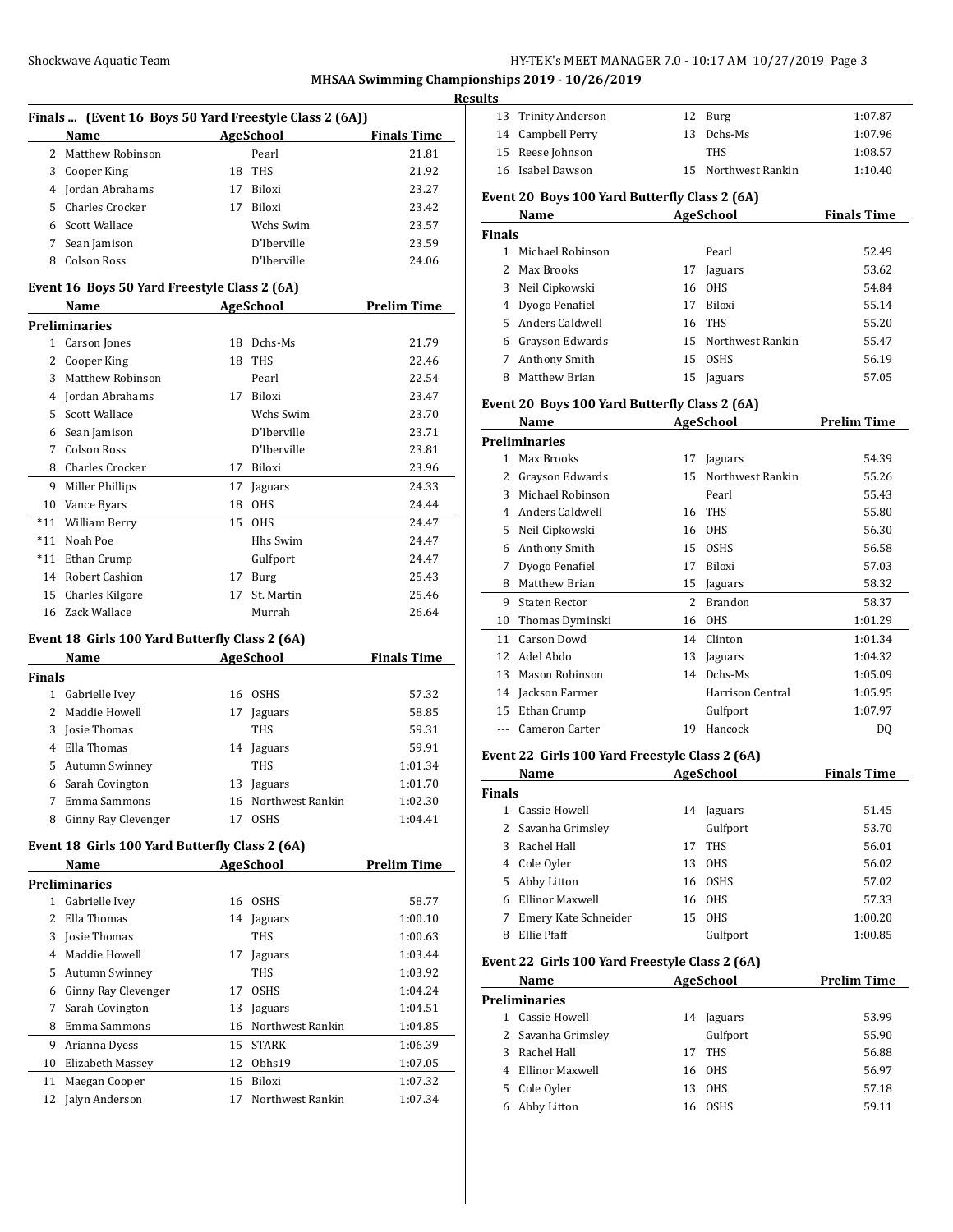## MHSAA Swimming Championships 2019 - 10/26/2019

### Results

### Finals ... (Event 16 Boys 50 Yard Freestyle Class 2 (6A))

| | Name | Age | School | Finals Time |
|---|---|---|---|---|
| 2 | Matthew Robinson | | Pearl | 21.81 |
| 3 | Cooper King | 18 | THS | 21.92 |
| 4 | Jordan Abrahams | 17 | Biloxi | 23.27 |
| 5 | Charles Crocker | 17 | Biloxi | 23.42 |
| 6 | Scott Wallace | | Wchs Swim | 23.57 |
| 7 | Sean Jamison | | D'Iberville | 23.59 |
| 8 | Colson Ross | | D'Iberville | 24.06 |

### Event 16 Boys 50 Yard Freestyle Class 2 (6A)

**Preliminaries**

| | Name | Age | School | Prelim Time |
|---|---|---|---|---|
| 1 | Carson Jones | 18 | Dchs-Ms | 21.79 |
| 2 | Cooper King | 18 | THS | 22.46 |
| 3 | Matthew Robinson | | Pearl | 22.54 |
| 4 | Jordan Abrahams | 17 | Biloxi | 23.47 |
| 5 | Scott Wallace | | Wchs Swim | 23.70 |
| 6 | Sean Jamison | | D'Iberville | 23.71 |
| 7 | Colson Ross | | D'Iberville | 23.81 |
| 8 | Charles Crocker | 17 | Biloxi | 23.96 |
| 9 | Miller Phillips | 17 | Jaguars | 24.33 |
| 10 | Vance Byars | 18 | OHS | 24.44 |
| *11 | William Berry | 15 | OHS | 24.47 |
| *11 | Noah Poe | | Hhs Swim | 24.47 |
| *11 | Ethan Crump | | Gulfport | 24.47 |
| 14 | Robert Cashion | 17 | Burg | 25.43 |
| 15 | Charles Kilgore | 17 | St. Martin | 25.46 |
| 16 | Zack Wallace | | Murrah | 26.64 |

### Event 18 Girls 100 Yard Butterfly Class 2 (6A)

**Finals**

| | Name | Age | School | Finals Time |
|---|---|---|---|---|
| 1 | Gabrielle Ivey | 16 | OSHS | 57.32 |
| 2 | Maddie Howell | 17 | Jaguars | 58.85 |
| 3 | Josie Thomas | | THS | 59.31 |
| 4 | Ella Thomas | 14 | Jaguars | 59.91 |
| 5 | Autumn Swinney | | THS | 1:01.34 |
| 6 | Sarah Covington | 13 | Jaguars | 1:01.70 |
| 7 | Emma Sammons | 16 | Northwest Rankin | 1:02.30 |
| 8 | Ginny Ray Clevenger | 17 | OSHS | 1:04.41 |

### Event 18 Girls 100 Yard Butterfly Class 2 (6A)

**Preliminaries**

| | Name | Age | School | Prelim Time |
|---|---|---|---|---|
| 1 | Gabrielle Ivey | 16 | OSHS | 58.77 |
| 2 | Ella Thomas | 14 | Jaguars | 1:00.10 |
| 3 | Josie Thomas | | THS | 1:00.63 |
| 4 | Maddie Howell | 17 | Jaguars | 1:03.44 |
| 5 | Autumn Swinney | | THS | 1:03.92 |
| 6 | Ginny Ray Clevenger | 17 | OSHS | 1:04.24 |
| 7 | Sarah Covington | 13 | Jaguars | 1:04.51 |
| 8 | Emma Sammons | 16 | Northwest Rankin | 1:04.85 |
| 9 | Arianna Dyess | 15 | STARK | 1:06.39 |
| 10 | Elizabeth Massey | 12 | Obhs19 | 1:07.05 |
| 11 | Maegan Cooper | 16 | Biloxi | 1:07.32 |
| 12 | Jalyn Anderson | 17 | Northwest Rankin | 1:07.34 |
| 13 | Trinity Anderson | 12 | Burg | 1:07.87 |
| 14 | Campbell Perry | 13 | Dchs-Ms | 1:07.96 |
| 15 | Reese Johnson | | THS | 1:08.57 |
| 16 | Isabel Dawson | 15 | Northwest Rankin | 1:10.40 |

### Event 20 Boys 100 Yard Butterfly Class 2 (6A)

**Finals**

| | Name | Age | School | Finals Time |
|---|---|---|---|---|
| 1 | Michael Robinson | | Pearl | 52.49 |
| 2 | Max Brooks | 17 | Jaguars | 53.62 |
| 3 | Neil Cipkowski | 16 | OHS | 54.84 |
| 4 | Dyogo Penafiel | 17 | Biloxi | 55.14 |
| 5 | Anders Caldwell | 16 | THS | 55.20 |
| 6 | Grayson Edwards | 15 | Northwest Rankin | 55.47 |
| 7 | Anthony Smith | 15 | OSHS | 56.19 |
| 8 | Matthew Brian | 15 | Jaguars | 57.05 |

### Event 20 Boys 100 Yard Butterfly Class 2 (6A)

**Preliminaries**

| | Name | Age | School | Prelim Time |
|---|---|---|---|---|
| 1 | Max Brooks | 17 | Jaguars | 54.39 |
| 2 | Grayson Edwards | 15 | Northwest Rankin | 55.26 |
| 3 | Michael Robinson | | Pearl | 55.43 |
| 4 | Anders Caldwell | 16 | THS | 55.80 |
| 5 | Neil Cipkowski | 16 | OHS | 56.30 |
| 6 | Anthony Smith | 15 | OSHS | 56.58 |
| 7 | Dyogo Penafiel | 17 | Biloxi | 57.03 |
| 8 | Matthew Brian | 15 | Jaguars | 58.32 |
| 9 | Staten Rector | 2 | Brandon | 58.37 |
| 10 | Thomas Dyminski | 16 | OHS | 1:01.29 |
| 11 | Carson Dowd | 14 | Clinton | 1:01.34 |
| 12 | Adel Abdo | 13 | Jaguars | 1:04.32 |
| 13 | Mason Robinson | 14 | Dchs-Ms | 1:05.09 |
| 14 | Jackson Farmer | | Harrison Central | 1:05.95 |
| 15 | Ethan Crump | | Gulfport | 1:07.97 |
| --- | Cameron Carter | 19 | Hancock | DQ |

### Event 22 Girls 100 Yard Freestyle Class 2 (6A)

**Finals**

| | Name | Age | School | Finals Time |
|---|---|---|---|---|
| 1 | Cassie Howell | 14 | Jaguars | 51.45 |
| 2 | Savanha Grimsley | | Gulfport | 53.70 |
| 3 | Rachel Hall | 17 | THS | 56.01 |
| 4 | Cole Oyler | 13 | OHS | 56.02 |
| 5 | Abby Litton | 16 | OSHS | 57.02 |
| 6 | Ellinor Maxwell | 16 | OHS | 57.33 |
| 7 | Emery Kate Schneider | 15 | OHS | 1:00.20 |
| 8 | Ellie Pfaff | | Gulfport | 1:00.85 |

### Event 22 Girls 100 Yard Freestyle Class 2 (6A)

**Preliminaries**

| | Name | Age | School | Prelim Time |
|---|---|---|---|---|
| 1 | Cassie Howell | 14 | Jaguars | 53.99 |
| 2 | Savanha Grimsley | | Gulfport | 55.90 |
| 3 | Rachel Hall | 17 | THS | 56.88 |
| 4 | Ellinor Maxwell | 16 | OHS | 56.97 |
| 5 | Cole Oyler | 13 | OHS | 57.18 |
| 6 | Abby Litton | 16 | OSHS | 59.11 |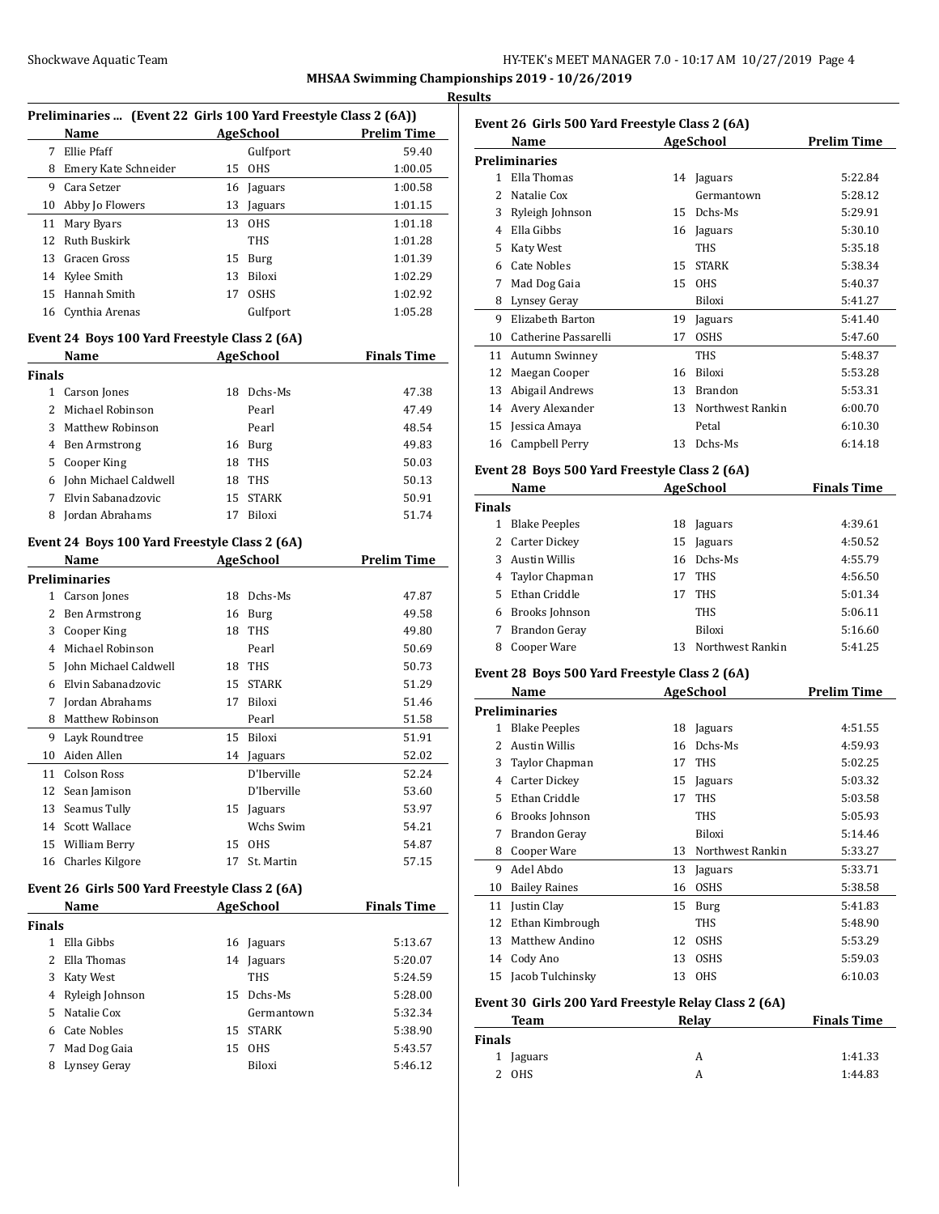**MHSAA Swimming Championships 2019 - 10/26/2019**

**Results**

### Preliminaries ... (Event 22 Girls 100 Yard Freestyle Class 2 (6A))

| | Name | Age | School | Prelim Time |
|---|---|---|---|---|
| 7 | Ellie Pfaff | | Gulfport | 59.40 |
| 8 | Emery Kate Schneider | 15 | OHS | 1:00.05 |
| 9 | Cara Setzer | 16 | Jaguars | 1:00.58 |
| 10 | Abby Jo Flowers | 13 | Jaguars | 1:01.15 |
| 11 | Mary Byars | 13 | OHS | 1:01.18 |
| 12 | Ruth Buskirk | | THS | 1:01.28 |
| 13 | Gracen Gross | 15 | Burg | 1:01.39 |
| 14 | Kylee Smith | 13 | Biloxi | 1:02.29 |
| 15 | Hannah Smith | 17 | OSHS | 1:02.92 |
| 16 | Cynthia Arenas | | Gulfport | 1:05.28 |

### Event 24 Boys 100 Yard Freestyle Class 2 (6A)

**Finals**

| | Name | Age | School | Finals Time |
|---|---|---|---|---|
| 1 | Carson Jones | 18 | Dchs-Ms | 47.38 |
| 2 | Michael Robinson | | Pearl | 47.49 |
| 3 | Matthew Robinson | | Pearl | 48.54 |
| 4 | Ben Armstrong | 16 | Burg | 49.83 |
| 5 | Cooper King | 18 | THS | 50.03 |
| 6 | John Michael Caldwell | 18 | THS | 50.13 |
| 7 | Elvin Sabanadzovic | 15 | STARK | 50.91 |
| 8 | Jordan Abrahams | 17 | Biloxi | 51.74 |

### Event 24 Boys 100 Yard Freestyle Class 2 (6A)

**Preliminaries**

| | Name | Age | School | Prelim Time |
|---|---|---|---|---|
| 1 | Carson Jones | 18 | Dchs-Ms | 47.87 |
| 2 | Ben Armstrong | 16 | Burg | 49.58 |
| 3 | Cooper King | 18 | THS | 49.80 |
| 4 | Michael Robinson | | Pearl | 50.69 |
| 5 | John Michael Caldwell | 18 | THS | 50.73 |
| 6 | Elvin Sabanadzovic | 15 | STARK | 51.29 |
| 7 | Jordan Abrahams | 17 | Biloxi | 51.46 |
| 8 | Matthew Robinson | | Pearl | 51.58 |
| 9 | Layk Roundtree | 15 | Biloxi | 51.91 |
| 10 | Aiden Allen | 14 | Jaguars | 52.02 |
| 11 | Colson Ross | | D'Iberville | 52.24 |
| 12 | Sean Jamison | | D'Iberville | 53.60 |
| 13 | Seamus Tully | 15 | Jaguars | 53.97 |
| 14 | Scott Wallace | | Wchs Swim | 54.21 |
| 15 | William Berry | 15 | OHS | 54.87 |
| 16 | Charles Kilgore | 17 | St. Martin | 57.15 |

### Event 26 Girls 500 Yard Freestyle Class 2 (6A)

**Finals**

| | Name | Age | School | Finals Time |
|---|---|---|---|---|
| 1 | Ella Gibbs | 16 | Jaguars | 5:13.67 |
| 2 | Ella Thomas | 14 | Jaguars | 5:20.07 |
| 3 | Katy West | | THS | 5:24.59 |
| 4 | Ryleigh Johnson | 15 | Dchs-Ms | 5:28.00 |
| 5 | Natalie Cox | | Germantown | 5:32.34 |
| 6 | Cate Nobles | 15 | STARK | 5:38.90 |
| 7 | Mad Dog Gaia | 15 | OHS | 5:43.57 |
| 8 | Lynsey Geray | | Biloxi | 5:46.12 |

### Event 26 Girls 500 Yard Freestyle Class 2 (6A)

**Preliminaries**

| | Name | Age | School | Prelim Time |
|---|---|---|---|---|
| 1 | Ella Thomas | 14 | Jaguars | 5:22.84 |
| 2 | Natalie Cox | | Germantown | 5:28.12 |
| 3 | Ryleigh Johnson | 15 | Dchs-Ms | 5:29.91 |
| 4 | Ella Gibbs | 16 | Jaguars | 5:30.10 |
| 5 | Katy West | | THS | 5:35.18 |
| 6 | Cate Nobles | 15 | STARK | 5:38.34 |
| 7 | Mad Dog Gaia | 15 | OHS | 5:40.37 |
| 8 | Lynsey Geray | | Biloxi | 5:41.27 |
| 9 | Elizabeth Barton | 19 | Jaguars | 5:41.40 |
| 10 | Catherine Passarelli | 17 | OSHS | 5:47.60 |
| 11 | Autumn Swinney | | THS | 5:48.37 |
| 12 | Maegan Cooper | 16 | Biloxi | 5:53.28 |
| 13 | Abigail Andrews | 13 | Brandon | 5:53.31 |
| 14 | Avery Alexander | 13 | Northwest Rankin | 6:00.70 |
| 15 | Jessica Amaya | | Petal | 6:10.30 |
| 16 | Campbell Perry | 13 | Dchs-Ms | 6:14.18 |

### Event 28 Boys 500 Yard Freestyle Class 2 (6A)

**Finals**

| | Name | Age | School | Finals Time |
|---|---|---|---|---|
| 1 | Blake Peeples | 18 | Jaguars | 4:39.61 |
| 2 | Carter Dickey | 15 | Jaguars | 4:50.52 |
| 3 | Austin Willis | 16 | Dchs-Ms | 4:55.79 |
| 4 | Taylor Chapman | 17 | THS | 4:56.50 |
| 5 | Ethan Criddle | 17 | THS | 5:01.34 |
| 6 | Brooks Johnson | | THS | 5:06.11 |
| 7 | Brandon Geray | | Biloxi | 5:16.60 |
| 8 | Cooper Ware | 13 | Northwest Rankin | 5:41.25 |

### Event 28 Boys 500 Yard Freestyle Class 2 (6A)

**Preliminaries**

| | Name | Age | School | Prelim Time |
|---|---|---|---|---|
| 1 | Blake Peeples | 18 | Jaguars | 4:51.55 |
| 2 | Austin Willis | 16 | Dchs-Ms | 4:59.93 |
| 3 | Taylor Chapman | 17 | THS | 5:02.25 |
| 4 | Carter Dickey | 15 | Jaguars | 5:03.32 |
| 5 | Ethan Criddle | 17 | THS | 5:03.58 |
| 6 | Brooks Johnson | | THS | 5:05.93 |
| 7 | Brandon Geray | | Biloxi | 5:14.46 |
| 8 | Cooper Ware | 13 | Northwest Rankin | 5:33.27 |
| 9 | Adel Abdo | 13 | Jaguars | 5:33.71 |
| 10 | Bailey Raines | 16 | OSHS | 5:38.58 |
| 11 | Justin Clay | 15 | Burg | 5:41.83 |
| 12 | Ethan Kimbrough | | THS | 5:48.90 |
| 13 | Matthew Andino | 12 | OSHS | 5:53.29 |
| 14 | Cody Ano | 13 | OSHS | 5:59.03 |
| 15 | Jacob Tulchinsky | 13 | OHS | 6:10.03 |

### Event 30 Girls 200 Yard Freestyle Relay Class 2 (6A)

**Finals**

| | Team | Relay | Finals Time |
|---|---|---|---|
| 1 | Jaguars | A | 1:41.33 |
| 2 | OHS | A | 1:44.83 |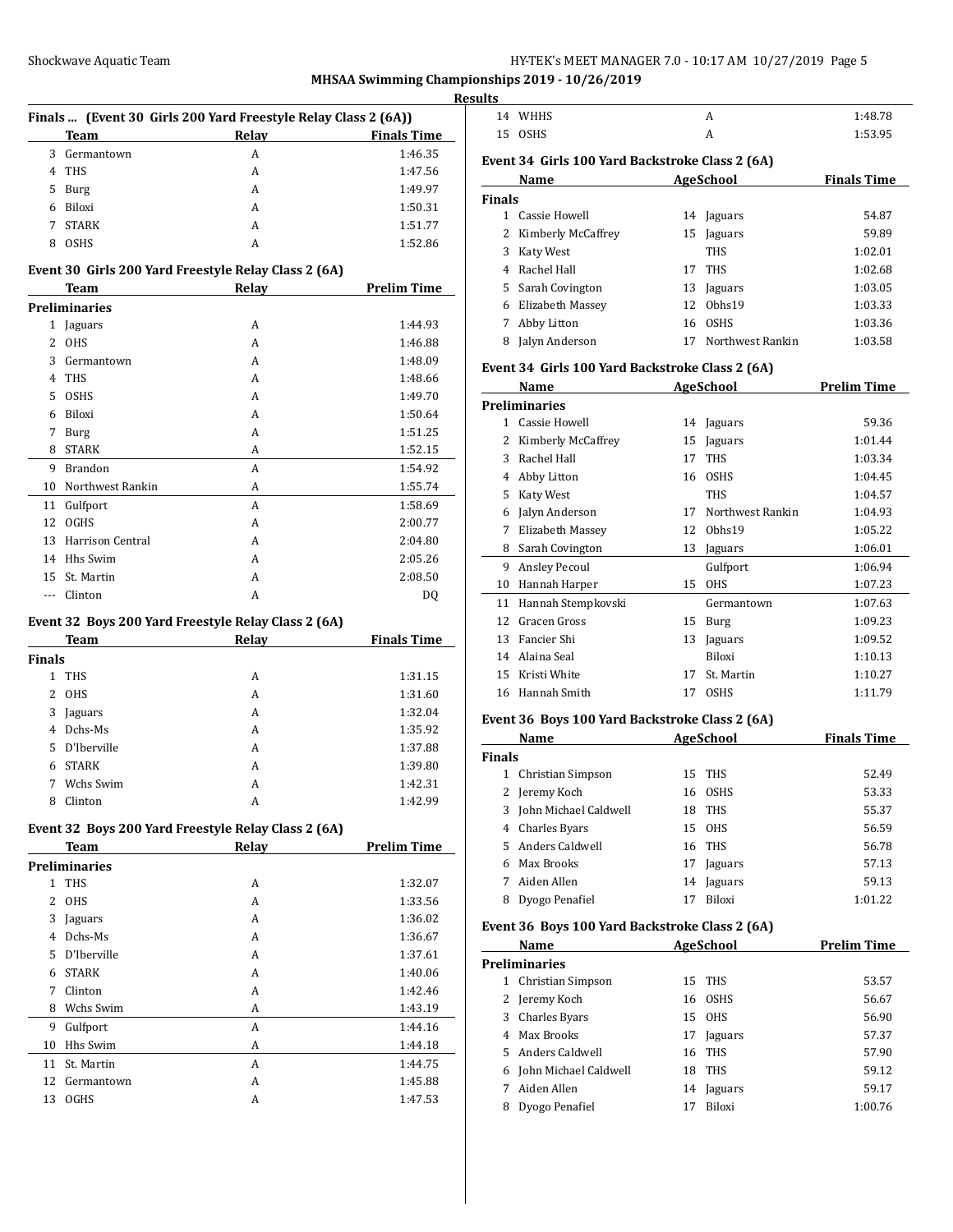**MHSAA Swimming Championships 2019 - 10/26/2019**

**Results**

### Finals ... (Event 30 Girls 200 Yard Freestyle Relay Class 2 (6A))

| | Team | Relay | Finals Time |
|---|---|---|---|
| 3 | Germantown | A | 1:46.35 |
| 4 | THS | A | 1:47.56 |
| 5 | Burg | A | 1:49.97 |
| 6 | Biloxi | A | 1:50.31 |
| 7 | STARK | A | 1:51.77 |
| 8 | OSHS | A | 1:52.86 |

### Event 30 Girls 200 Yard Freestyle Relay Class 2 (6A)

| | Team | Relay | Prelim Time |
|---|---|---|---|
| **Preliminaries** | | | |
| 1 | Jaguars | A | 1:44.93 |
| 2 | OHS | A | 1:46.88 |
| 3 | Germantown | A | 1:48.09 |
| 4 | THS | A | 1:48.66 |
| 5 | OSHS | A | 1:49.70 |
| 6 | Biloxi | A | 1:50.64 |
| 7 | Burg | A | 1:51.25 |
| 8 | STARK | A | 1:52.15 |
| 9 | Brandon | A | 1:54.92 |
| 10 | Northwest Rankin | A | 1:55.74 |
| 11 | Gulfport | A | 1:58.69 |
| 12 | OGHS | A | 2:00.77 |
| 13 | Harrison Central | A | 2:04.80 |
| 14 | Hhs Swim | A | 2:05.26 |
| 15 | St. Martin | A | 2:08.50 |
| --- | Clinton | A | DQ |

### Event 32 Boys 200 Yard Freestyle Relay Class 2 (6A)

| | Team | Relay | Finals Time |
|---|---|---|---|
| **Finals** | | | |
| 1 | THS | A | 1:31.15 |
| 2 | OHS | A | 1:31.60 |
| 3 | Jaguars | A | 1:32.04 |
| 4 | Dchs-Ms | A | 1:35.92 |
| 5 | D'Iberville | A | 1:37.88 |
| 6 | STARK | A | 1:39.80 |
| 7 | Wchs Swim | A | 1:42.31 |
| 8 | Clinton | A | 1:42.99 |

### Event 32 Boys 200 Yard Freestyle Relay Class 2 (6A)

| | Team | Relay | Prelim Time |
|---|---|---|---|
| **Preliminaries** | | | |
| 1 | THS | A | 1:32.07 |
| 2 | OHS | A | 1:33.56 |
| 3 | Jaguars | A | 1:36.02 |
| 4 | Dchs-Ms | A | 1:36.67 |
| 5 | D'Iberville | A | 1:37.61 |
| 6 | STARK | A | 1:40.06 |
| 7 | Clinton | A | 1:42.46 |
| 8 | Wchs Swim | A | 1:43.19 |
| 9 | Gulfport | A | 1:44.16 |
| 10 | Hhs Swim | A | 1:44.18 |
| 11 | St. Martin | A | 1:44.75 |
| 12 | Germantown | A | 1:45.88 |
| 13 | OGHS | A | 1:47.53 |
| 14 | WHHS | A | 1:48.78 |
| 15 | OSHS | A | 1:53.95 |

### Event 34 Girls 100 Yard Backstroke Class 2 (6A)

| | Name | Age | School | Finals Time |
|---|---|---|---|---|
| **Finals** | | | | |
| 1 | Cassie Howell | 14 | Jaguars | 54.87 |
| 2 | Kimberly McCaffrey | 15 | Jaguars | 59.89 |
| 3 | Katy West | | THS | 1:02.01 |
| 4 | Rachel Hall | 17 | THS | 1:02.68 |
| 5 | Sarah Covington | 13 | Jaguars | 1:03.05 |
| 6 | Elizabeth Massey | 12 | Obhs19 | 1:03.33 |
| 7 | Abby Litton | 16 | OSHS | 1:03.36 |
| 8 | Jalyn Anderson | 17 | Northwest Rankin | 1:03.58 |

### Event 34 Girls 100 Yard Backstroke Class 2 (6A)

| | Name | Age | School | Prelim Time |
|---|---|---|---|---|
| **Preliminaries** | | | | |
| 1 | Cassie Howell | 14 | Jaguars | 59.36 |
| 2 | Kimberly McCaffrey | 15 | Jaguars | 1:01.44 |
| 3 | Rachel Hall | 17 | THS | 1:03.34 |
| 4 | Abby Litton | 16 | OSHS | 1:04.45 |
| 5 | Katy West | | THS | 1:04.57 |
| 6 | Jalyn Anderson | 17 | Northwest Rankin | 1:04.93 |
| 7 | Elizabeth Massey | 12 | Obhs19 | 1:05.22 |
| 8 | Sarah Covington | 13 | Jaguars | 1:06.01 |
| 9 | Ansley Pecoul | | Gulfport | 1:06.94 |
| 10 | Hannah Harper | 15 | OHS | 1:07.23 |
| 11 | Hannah Stempkovski | | Germantown | 1:07.63 |
| 12 | Gracen Gross | 15 | Burg | 1:09.23 |
| 13 | Fancier Shi | 13 | Jaguars | 1:09.52 |
| 14 | Alaina Seal | | Biloxi | 1:10.13 |
| 15 | Kristi White | 17 | St. Martin | 1:10.27 |
| 16 | Hannah Smith | 17 | OSHS | 1:11.79 |

### Event 36 Boys 100 Yard Backstroke Class 2 (6A)

| | Name | Age | School | Finals Time |
|---|---|---|---|---|
| **Finals** | | | | |
| 1 | Christian Simpson | 15 | THS | 52.49 |
| 2 | Jeremy Koch | 16 | OSHS | 53.33 |
| 3 | John Michael Caldwell | 18 | THS | 55.37 |
| 4 | Charles Byars | 15 | OHS | 56.59 |
| 5 | Anders Caldwell | 16 | THS | 56.78 |
| 6 | Max Brooks | 17 | Jaguars | 57.13 |
| 7 | Aiden Allen | 14 | Jaguars | 59.13 |
| 8 | Dyogo Penafiel | 17 | Biloxi | 1:01.22 |

### Event 36 Boys 100 Yard Backstroke Class 2 (6A)

| | Name | Age | School | Prelim Time |
|---|---|---|---|---|
| **Preliminaries** | | | | |
| 1 | Christian Simpson | 15 | THS | 53.57 |
| 2 | Jeremy Koch | 16 | OSHS | 56.67 |
| 3 | Charles Byars | 15 | OHS | 56.90 |
| 4 | Max Brooks | 17 | Jaguars | 57.37 |
| 5 | Anders Caldwell | 16 | THS | 57.90 |
| 6 | John Michael Caldwell | 18 | THS | 59.12 |
| 7 | Aiden Allen | 14 | Jaguars | 59.17 |
| 8 | Dyogo Penafiel | 17 | Biloxi | 1:00.76 |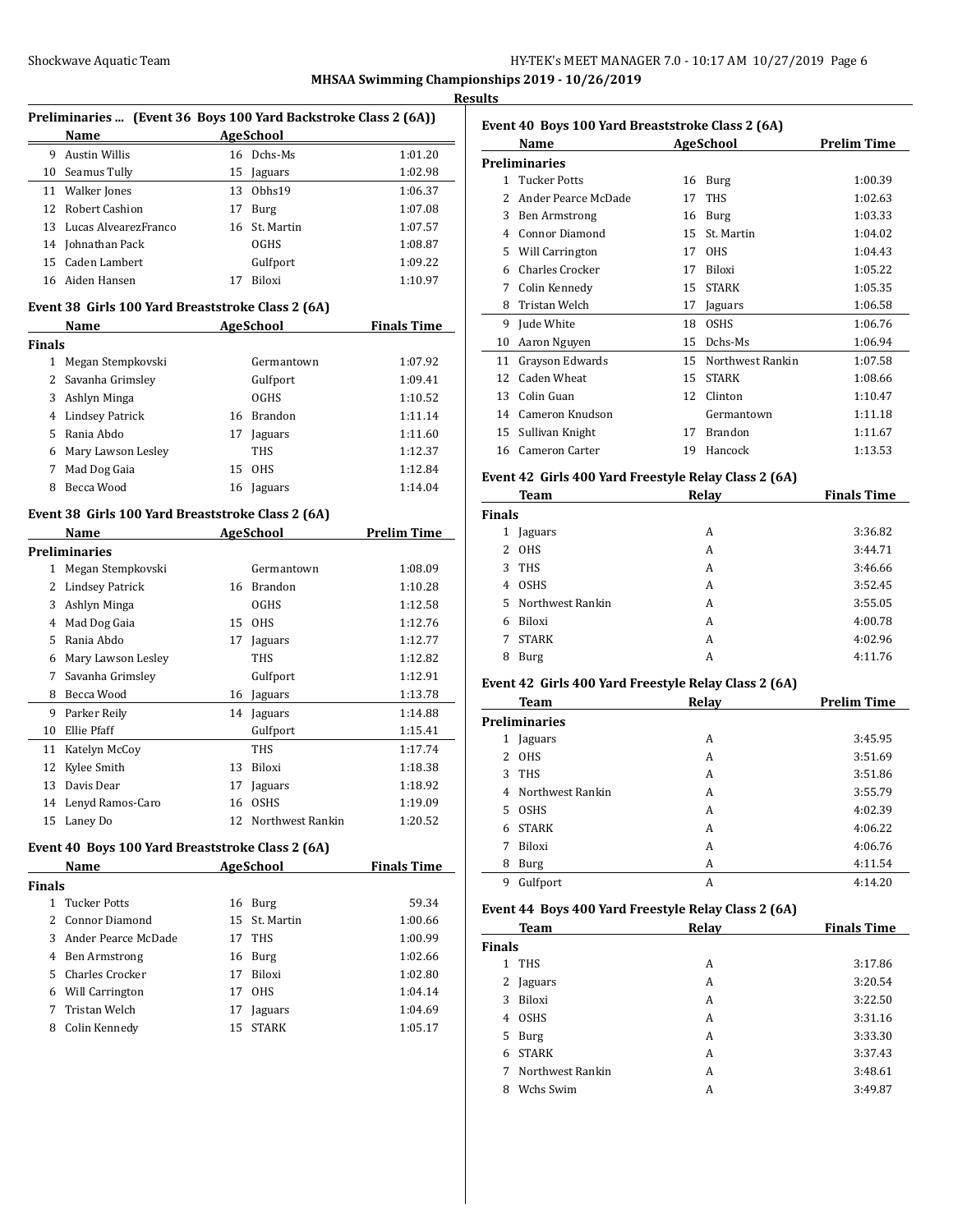**MHSAA Swimming Championships 2019 - 10/26/2019**

**Results**

### Preliminaries ... (Event 36 Boys 100 Yard Backstroke Class 2 (6A))

| | Name | Age | School | |
|---|---|---|---|---|
| 9 | Austin Willis | 16 | Dchs-Ms | 1:01.20 |
| 10 | Seamus Tully | 15 | Jaguars | 1:02.98 |
| 11 | Walker Jones | 13 | Obhs19 | 1:06.37 |
| 12 | Robert Cashion | 17 | Burg | 1:07.08 |
| 13 | Lucas AlvearezFranco | 16 | St. Martin | 1:07.57 |
| 14 | Johnathan Pack | | OGHS | 1:08.87 |
| 15 | Caden Lambert | | Gulfport | 1:09.22 |
| 16 | Aiden Hansen | 17 | Biloxi | 1:10.97 |

### Event 38 Girls 100 Yard Breaststroke Class 2 (6A)

| | Name | Age | School | Finals Time |
|---|---|---|---|---|
| **Finals** | | | | |
| 1 | Megan Stempkovski | | Germantown | 1:07.92 |
| 2 | Savanha Grimsley | | Gulfport | 1:09.41 |
| 3 | Ashlyn Minga | | OGHS | 1:10.52 |
| 4 | Lindsey Patrick | 16 | Brandon | 1:11.14 |
| 5 | Rania Abdo | 17 | Jaguars | 1:11.60 |
| 6 | Mary Lawson Lesley | | THS | 1:12.37 |
| 7 | Mad Dog Gaia | 15 | OHS | 1:12.84 |
| 8 | Becca Wood | 16 | Jaguars | 1:14.04 |

### Event 38 Girls 100 Yard Breaststroke Class 2 (6A)

| | Name | Age | School | Prelim Time |
|---|---|---|---|---|
| **Preliminaries** | | | | |
| 1 | Megan Stempkovski | | Germantown | 1:08.09 |
| 2 | Lindsey Patrick | 16 | Brandon | 1:10.28 |
| 3 | Ashlyn Minga | | OGHS | 1:12.58 |
| 4 | Mad Dog Gaia | 15 | OHS | 1:12.76 |
| 5 | Rania Abdo | 17 | Jaguars | 1:12.77 |
| 6 | Mary Lawson Lesley | | THS | 1:12.82 |
| 7 | Savanha Grimsley | | Gulfport | 1:12.91 |
| 8 | Becca Wood | 16 | Jaguars | 1:13.78 |
| 9 | Parker Reily | 14 | Jaguars | 1:14.88 |
| 10 | Ellie Pfaff | | Gulfport | 1:15.41 |
| 11 | Katelyn McCoy | | THS | 1:17.74 |
| 12 | Kylee Smith | 13 | Biloxi | 1:18.38 |
| 13 | Davis Dear | 17 | Jaguars | 1:18.92 |
| 14 | Lenyd Ramos-Caro | 16 | OSHS | 1:19.09 |
| 15 | Laney Do | 12 | Northwest Rankin | 1:20.52 |

### Event 40 Boys 100 Yard Breaststroke Class 2 (6A)

| | Name | Age | School | Finals Time |
|---|---|---|---|---|
| **Finals** | | | | |
| 1 | Tucker Potts | 16 | Burg | 59.34 |
| 2 | Connor Diamond | 15 | St. Martin | 1:00.66 |
| 3 | Ander Pearce McDade | 17 | THS | 1:00.99 |
| 4 | Ben Armstrong | 16 | Burg | 1:02.66 |
| 5 | Charles Crocker | 17 | Biloxi | 1:02.80 |
| 6 | Will Carrington | 17 | OHS | 1:04.14 |
| 7 | Tristan Welch | 17 | Jaguars | 1:04.69 |
| 8 | Colin Kennedy | 15 | STARK | 1:05.17 |

### Event 40 Boys 100 Yard Breaststroke Class 2 (6A)

| | Name | Age | School | Prelim Time |
|---|---|---|---|---|
| **Preliminaries** | | | | |
| 1 | Tucker Potts | 16 | Burg | 1:00.39 |
| 2 | Ander Pearce McDade | 17 | THS | 1:02.63 |
| 3 | Ben Armstrong | 16 | Burg | 1:03.33 |
| 4 | Connor Diamond | 15 | St. Martin | 1:04.02 |
| 5 | Will Carrington | 17 | OHS | 1:04.43 |
| 6 | Charles Crocker | 17 | Biloxi | 1:05.22 |
| 7 | Colin Kennedy | 15 | STARK | 1:05.35 |
| 8 | Tristan Welch | 17 | Jaguars | 1:06.58 |
| 9 | Jude White | 18 | OSHS | 1:06.76 |
| 10 | Aaron Nguyen | 15 | Dchs-Ms | 1:06.94 |
| 11 | Grayson Edwards | 15 | Northwest Rankin | 1:07.58 |
| 12 | Caden Wheat | 15 | STARK | 1:08.66 |
| 13 | Colin Guan | 12 | Clinton | 1:10.47 |
| 14 | Cameron Knudson | | Germantown | 1:11.18 |
| 15 | Sullivan Knight | 17 | Brandon | 1:11.67 |
| 16 | Cameron Carter | 19 | Hancock | 1:13.53 |

### Event 42 Girls 400 Yard Freestyle Relay Class 2 (6A)

| | Team | Relay | Finals Time |
|---|---|---|---|
| **Finals** | | | |
| 1 | Jaguars | A | 3:36.82 |
| 2 | OHS | A | 3:44.71 |
| 3 | THS | A | 3:46.66 |
| 4 | OSHS | A | 3:52.45 |
| 5 | Northwest Rankin | A | 3:55.05 |
| 6 | Biloxi | A | 4:00.78 |
| 7 | STARK | A | 4:02.96 |
| 8 | Burg | A | 4:11.76 |

### Event 42 Girls 400 Yard Freestyle Relay Class 2 (6A)

| | Team | Relay | Prelim Time |
|---|---|---|---|
| **Preliminaries** | | | |
| 1 | Jaguars | A | 3:45.95 |
| 2 | OHS | A | 3:51.69 |
| 3 | THS | A | 3:51.86 |
| 4 | Northwest Rankin | A | 3:55.79 |
| 5 | OSHS | A | 4:02.39 |
| 6 | STARK | A | 4:06.22 |
| 7 | Biloxi | A | 4:06.76 |
| 8 | Burg | A | 4:11.54 |
| 9 | Gulfport | A | 4:14.20 |

### Event 44 Boys 400 Yard Freestyle Relay Class 2 (6A)

| | Team | Relay | Finals Time |
|---|---|---|---|
| **Finals** | | | |
| 1 | THS | A | 3:17.86 |
| 2 | Jaguars | A | 3:20.54 |
| 3 | Biloxi | A | 3:22.50 |
| 4 | OSHS | A | 3:31.16 |
| 5 | Burg | A | 3:33.30 |
| 6 | STARK | A | 3:37.43 |
| 7 | Northwest Rankin | A | 3:48.61 |
| 8 | Wchs Swim | A | 3:49.87 |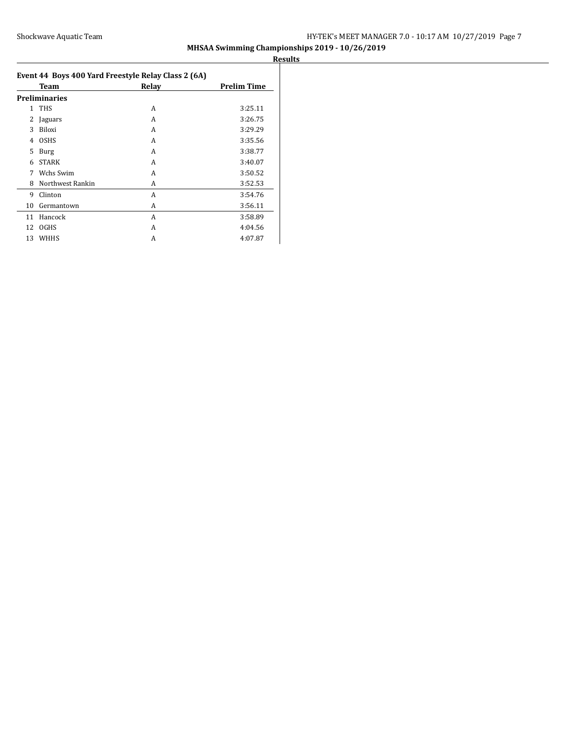**MHSAA Swimming Championships 2019 - 10/26/2019**

**Results**

### Event 44 Boys 400 Yard Freestyle Relay Class 2 (6A)

| | Team | Relay | Prelim Time |
|---|---|---|---|
| **Preliminaries** | | | |
| 1 | THS | A | 3:25.11 |
| 2 | Jaguars | A | 3:26.75 |
| 3 | Biloxi | A | 3:29.29 |
| 4 | OSHS | A | 3:35.56 |
| 5 | Burg | A | 3:38.77 |
| 6 | STARK | A | 3:40.07 |
| 7 | Wchs Swim | A | 3:50.52 |
| 8 | Northwest Rankin | A | 3:52.53 |
| 9 | Clinton | A | 3:54.76 |
| 10 | Germantown | A | 3:56.11 |
| 11 | Hancock | A | 3:58.89 |
| 12 | OGHS | A | 4:04.56 |
| 13 | WHHS | A | 4:07.87 |